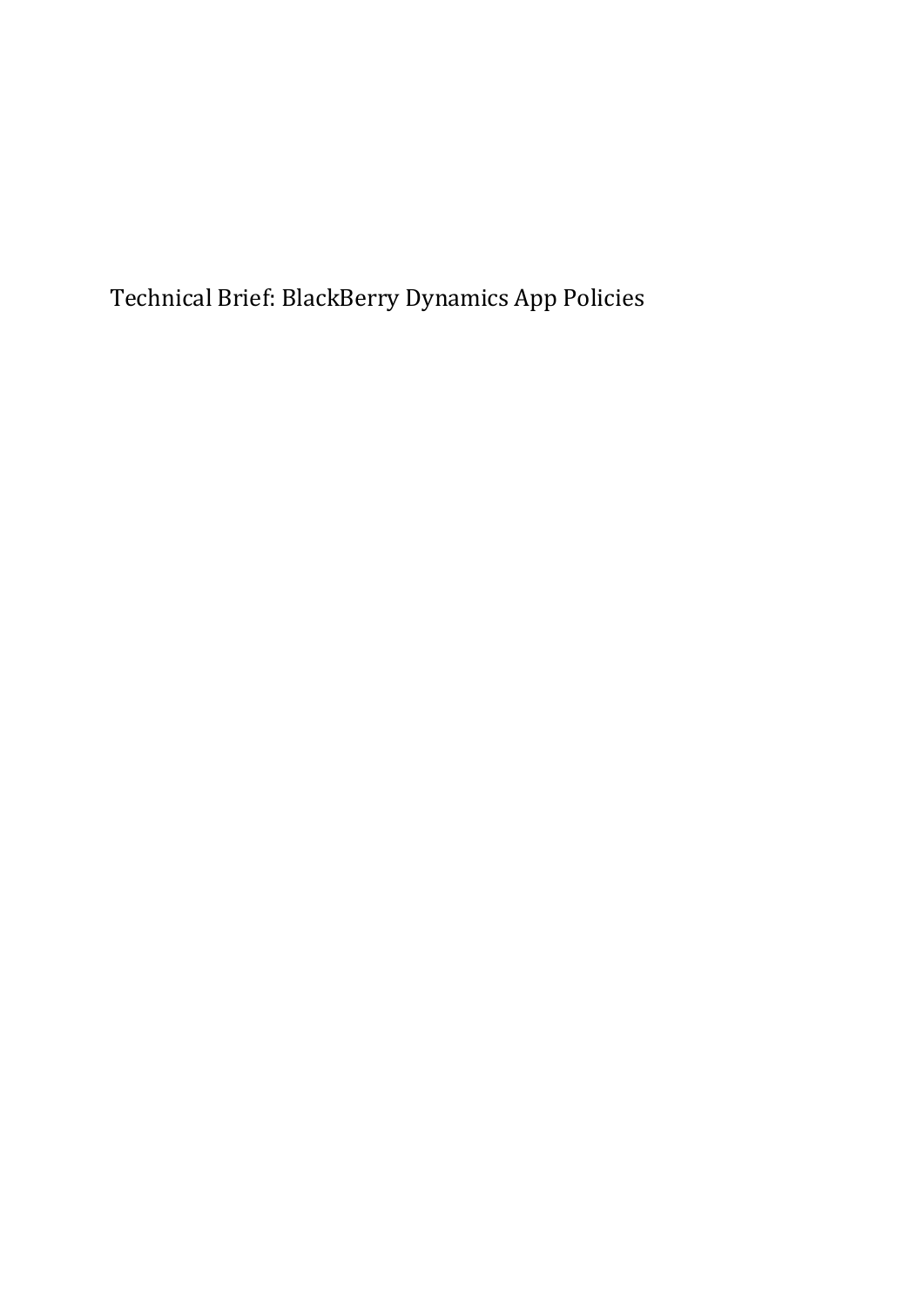# Technical Brief: BlackBerry Dynamics App Policies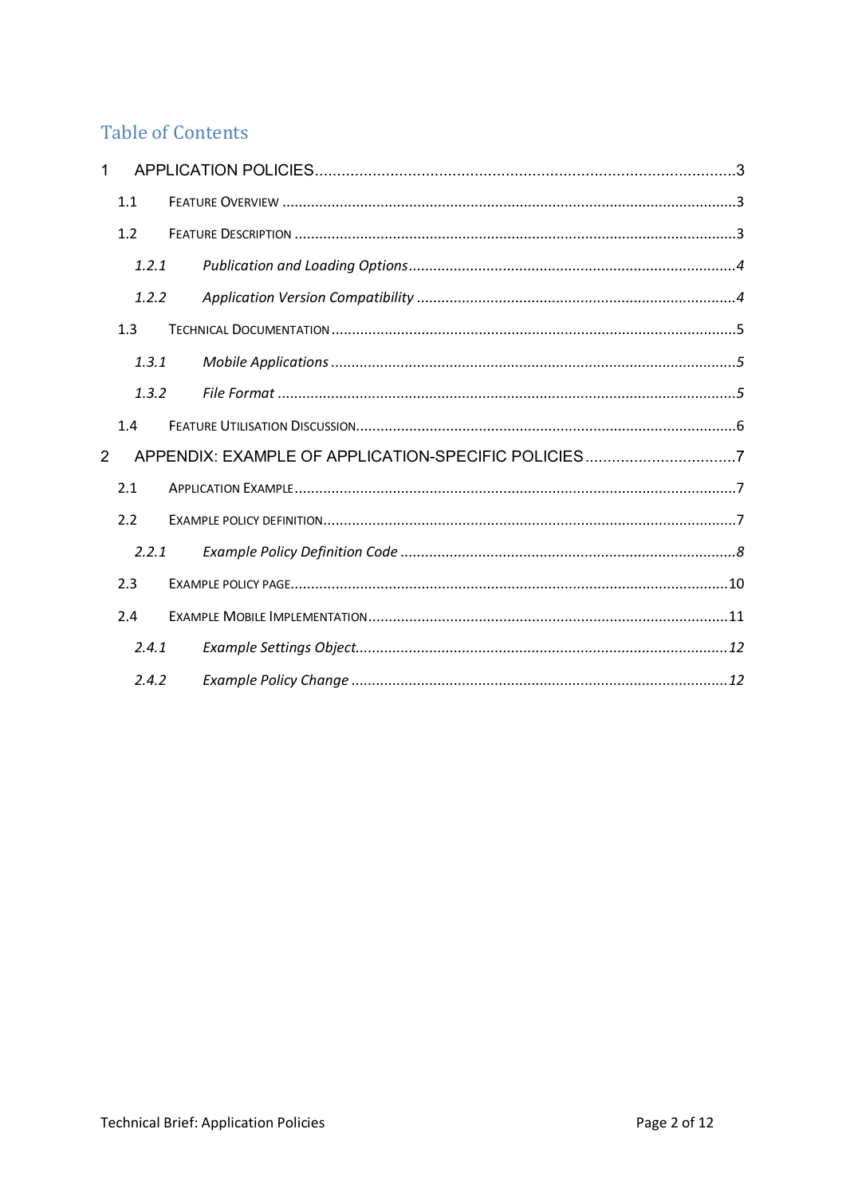## Table of Contents

1 APPLICATION POLICIES .......... 3
  1.1 FEATURE OVERVIEW .......... 3
  1.2 FEATURE DESCRIPTION .......... 3
    *1.2.1 Publication and Loading Options .......... 4*
    *1.2.2 Application Version Compatibility .......... 4*
  1.3 TECHNICAL DOCUMENTATION .......... 5
    *1.3.1 Mobile Applications .......... 5*
    *1.3.2 File Format .......... 5*
  1.4 FEATURE UTILISATION DISCUSSION .......... 6
2 APPENDIX: EXAMPLE OF APPLICATION-SPECIFIC POLICIES .......... 7
  2.1 APPLICATION EXAMPLE .......... 7
  2.2 EXAMPLE POLICY DEFINITION .......... 7
    *2.2.1 Example Policy Definition Code .......... 8*
  2.3 EXAMPLE POLICY PAGE .......... 10
  2.4 EXAMPLE MOBILE IMPLEMENTATION .......... 11
    *2.4.1 Example Settings Object .......... 12*
    *2.4.2 Example Policy Change .......... 12*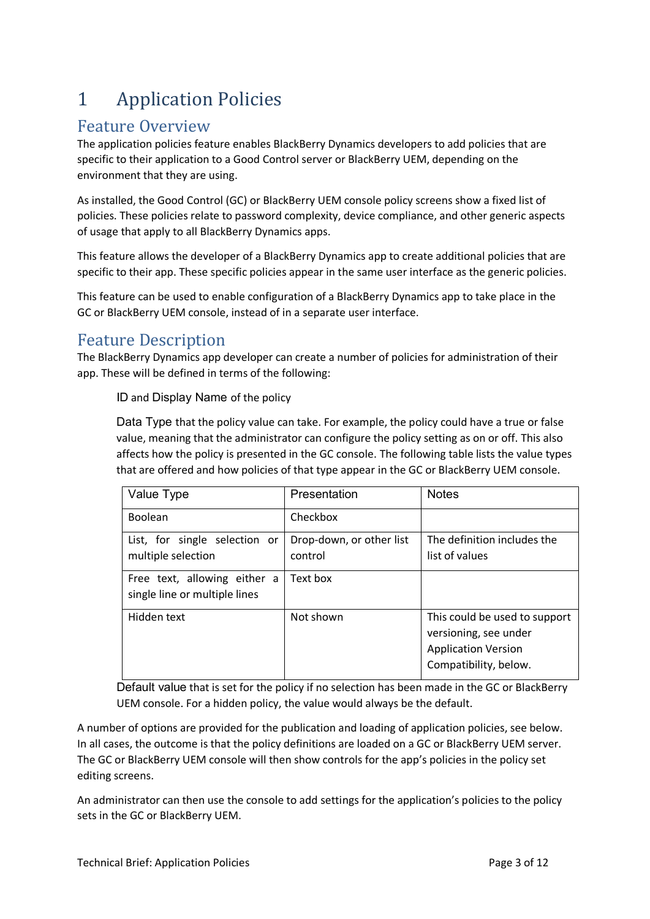# 1 Application Policies

## Feature Overview

The application policies feature enables BlackBerry Dynamics developers to add policies that are specific to their application to a Good Control server or BlackBerry UEM, depending on the environment that they are using.

As installed, the Good Control (GC) or BlackBerry UEM console policy screens show a fixed list of policies. These policies relate to password complexity, device compliance, and other generic aspects of usage that apply to all BlackBerry Dynamics apps.

This feature allows the developer of a BlackBerry Dynamics app to create additional policies that are specific to their app. These specific policies appear in the same user interface as the generic policies.

This feature can be used to enable configuration of a BlackBerry Dynamics app to take place in the GC or BlackBerry UEM console, instead of in a separate user interface.

## Feature Description

The BlackBerry Dynamics app developer can create a number of policies for administration of their app. These will be defined in terms of the following:

ID and Display Name of the policy

Data Type that the policy value can take. For example, the policy could have a true or false value, meaning that the administrator can configure the policy setting as on or off. This also affects how the policy is presented in the GC console. The following table lists the value types that are offered and how policies of that type appear in the GC or BlackBerry UEM console.

| Value Type | Presentation | Notes |
| --- | --- | --- |
| Boolean | Checkbox | |
| List, for single selection or multiple selection | Drop-down, or other list control | The definition includes the list of values |
| Free text, allowing either a single line or multiple lines | Text box | |
| Hidden text | Not shown | This could be used to support versioning, see under Application Version Compatibility, below. |

Default value that is set for the policy if no selection has been made in the GC or BlackBerry UEM console. For a hidden policy, the value would always be the default.

A number of options are provided for the publication and loading of application policies, see below. In all cases, the outcome is that the policy definitions are loaded on a GC or BlackBerry UEM server. The GC or BlackBerry UEM console will then show controls for the app's policies in the policy set editing screens.

An administrator can then use the console to add settings for the application's policies to the policy sets in the GC or BlackBerry UEM.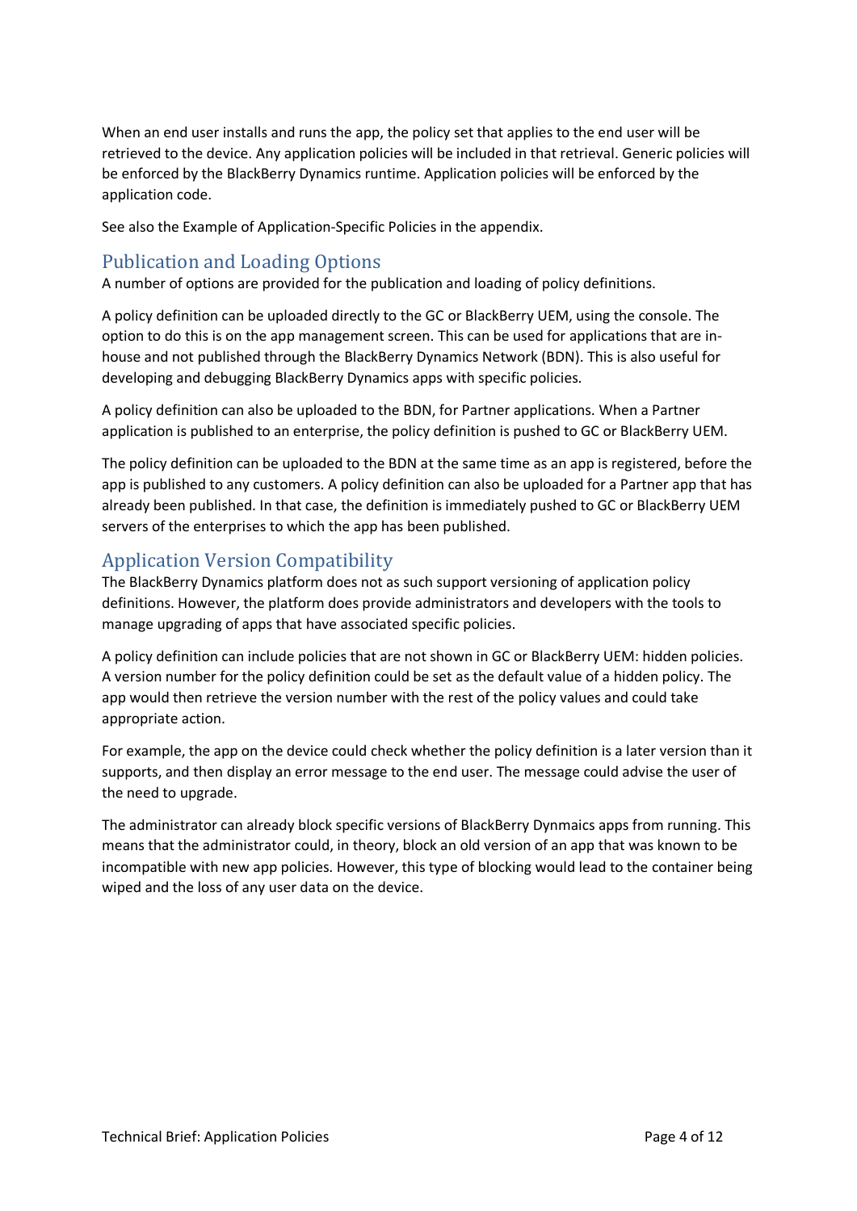When an end user installs and runs the app, the policy set that applies to the end user will be retrieved to the device. Any application policies will be included in that retrieval. Generic policies will be enforced by the BlackBerry Dynamics runtime. Application policies will be enforced by the application code.

See also the Example of Application-Specific Policies in the appendix.

## Publication and Loading Options

A number of options are provided for the publication and loading of policy definitions.

A policy definition can be uploaded directly to the GC or BlackBerry UEM, using the console. The option to do this is on the app management screen. This can be used for applications that are in-house and not published through the BlackBerry Dynamics Network (BDN). This is also useful for developing and debugging BlackBerry Dynamics apps with specific policies.

A policy definition can also be uploaded to the BDN, for Partner applications. When a Partner application is published to an enterprise, the policy definition is pushed to GC or BlackBerry UEM.

The policy definition can be uploaded to the BDN at the same time as an app is registered, before the app is published to any customers. A policy definition can also be uploaded for a Partner app that has already been published. In that case, the definition is immediately pushed to GC or BlackBerry UEM servers of the enterprises to which the app has been published.

## Application Version Compatibility

The BlackBerry Dynamics platform does not as such support versioning of application policy definitions. However, the platform does provide administrators and developers with the tools to manage upgrading of apps that have associated specific policies.

A policy definition can include policies that are not shown in GC or BlackBerry UEM: hidden policies. A version number for the policy definition could be set as the default value of a hidden policy. The app would then retrieve the version number with the rest of the policy values and could take appropriate action.

For example, the app on the device could check whether the policy definition is a later version than it supports, and then display an error message to the end user. The message could advise the user of the need to upgrade.

The administrator can already block specific versions of BlackBerry Dynmaics apps from running. This means that the administrator could, in theory, block an old version of an app that was known to be incompatible with new app policies. However, this type of blocking would lead to the container being wiped and the loss of any user data on the device.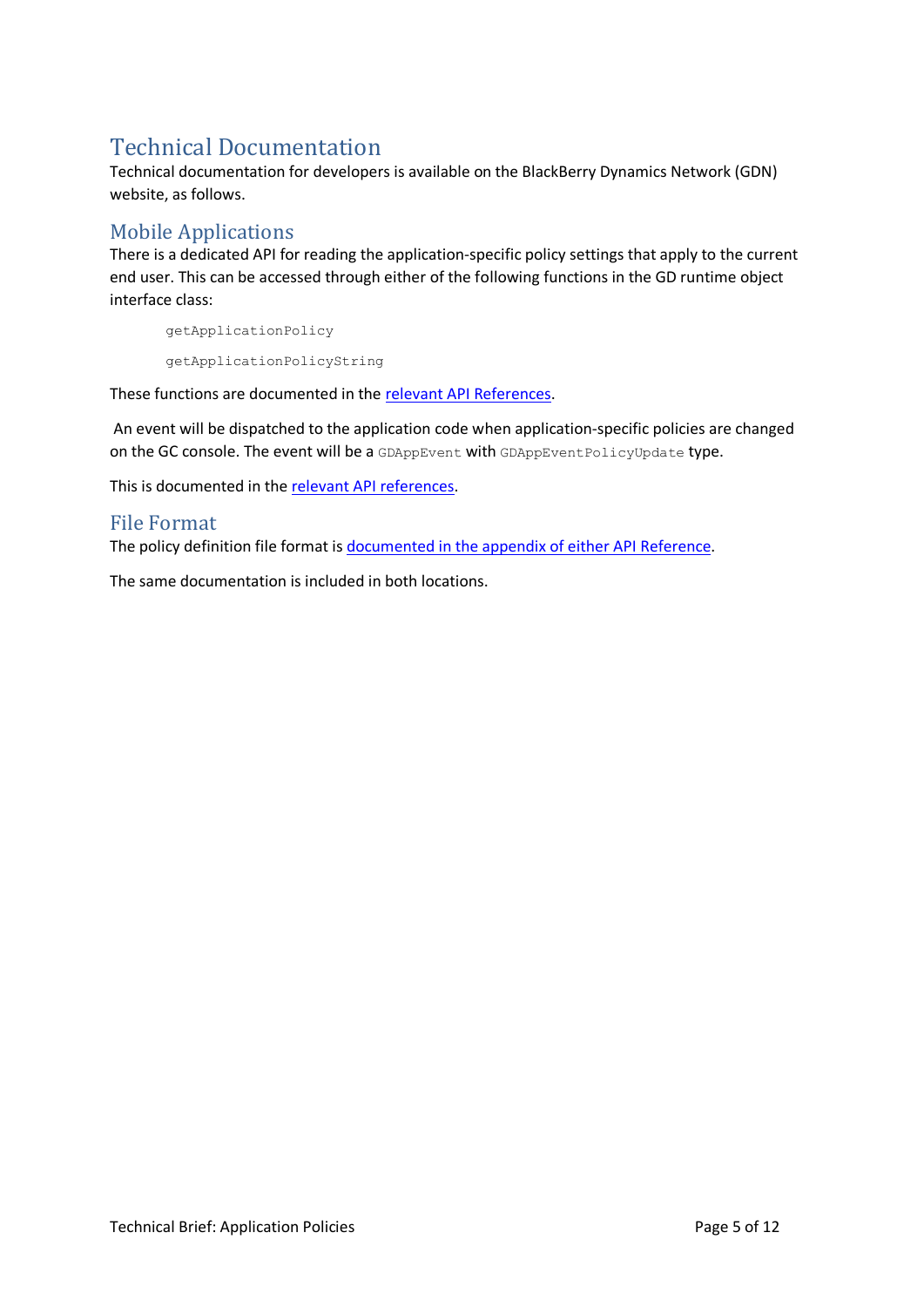# Technical Documentation

Technical documentation for developers is available on the BlackBerry Dynamics Network (GDN) website, as follows.

## Mobile Applications

There is a dedicated API for reading the application-specific policy settings that apply to the current end user. This can be accessed through either of the following functions in the GD runtime object interface class:

```
getApplicationPolicy

getApplicationPolicyString
```

These functions are documented in the relevant API References.

An event will be dispatched to the application code when application-specific policies are changed on the GC console. The event will be a `GDAppEvent` with `GDAppEventPolicyUpdate` type.

This is documented in the relevant API references.

## File Format

The policy definition file format is documented in the appendix of either API Reference.

The same documentation is included in both locations.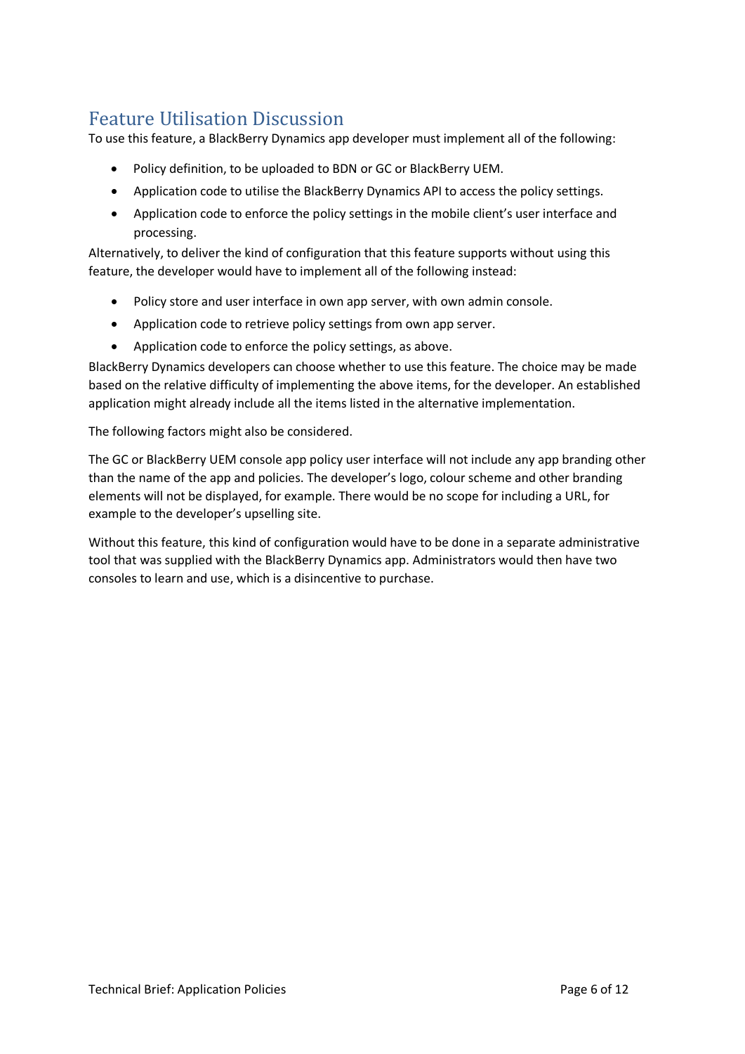## Feature Utilisation Discussion

To use this feature, a BlackBerry Dynamics app developer must implement all of the following:

- Policy definition, to be uploaded to BDN or GC or BlackBerry UEM.
- Application code to utilise the BlackBerry Dynamics API to access the policy settings.
- Application code to enforce the policy settings in the mobile client's user interface and processing.

Alternatively, to deliver the kind of configuration that this feature supports without using this feature, the developer would have to implement all of the following instead:

- Policy store and user interface in own app server, with own admin console.
- Application code to retrieve policy settings from own app server.
- Application code to enforce the policy settings, as above.

BlackBerry Dynamics developers can choose whether to use this feature. The choice may be made based on the relative difficulty of implementing the above items, for the developer. An established application might already include all the items listed in the alternative implementation.

The following factors might also be considered.

The GC or BlackBerry UEM console app policy user interface will not include any app branding other than the name of the app and policies. The developer's logo, colour scheme and other branding elements will not be displayed, for example. There would be no scope for including a URL, for example to the developer's upselling site.

Without this feature, this kind of configuration would have to be done in a separate administrative tool that was supplied with the BlackBerry Dynamics app. Administrators would then have two consoles to learn and use, which is a disincentive to purchase.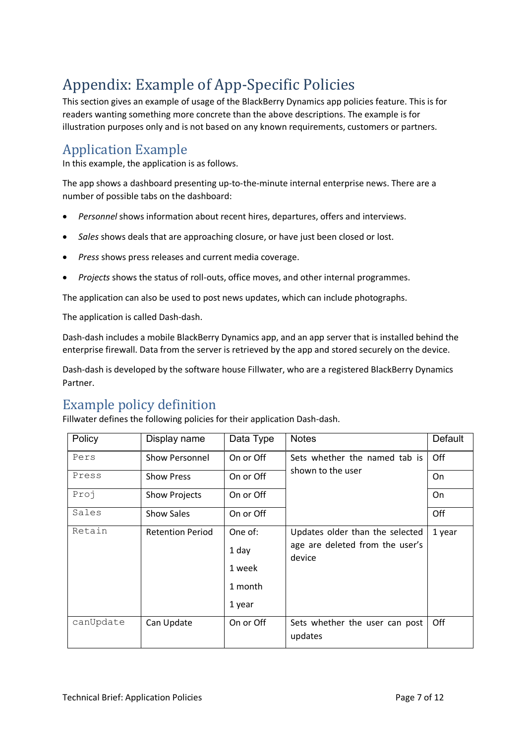# Appendix: Example of App-Specific Policies

This section gives an example of usage of the BlackBerry Dynamics app policies feature. This is for readers wanting something more concrete than the above descriptions. The example is for illustration purposes only and is not based on any known requirements, customers or partners.

## Application Example

In this example, the application is as follows.

The app shows a dashboard presenting up-to-the-minute internal enterprise news. There are a number of possible tabs on the dashboard:

- *Personnel* shows information about recent hires, departures, offers and interviews.
- *Sales* shows deals that are approaching closure, or have just been closed or lost.
- *Press* shows press releases and current media coverage.
- *Projects* shows the status of roll-outs, office moves, and other internal programmes.

The application can also be used to post news updates, which can include photographs.

The application is called Dash-dash.

Dash-dash includes a mobile BlackBerry Dynamics app, and an app server that is installed behind the enterprise firewall. Data from the server is retrieved by the app and stored securely on the device.

Dash-dash is developed by the software house Fillwater, who are a registered BlackBerry Dynamics Partner.

## Example policy definition

Fillwater defines the following policies for their application Dash-dash.

| Policy | Display name | Data Type | Notes | Default |
|---|---|---|---|---|
| `Pers` | Show Personnel | On or Off | Sets whether the named tab is shown to the user | Off |
| `Press` | Show Press | On or Off | | On |
| `Proj` | Show Projects | On or Off | | On |
| `Sales` | Show Sales | On or Off | | Off |
| `Retain` | Retention Period | One of:<br>1 day<br>1 week<br>1 month<br>1 year | Updates older than the selected age are deleted from the user's device | 1 year |
| `canUpdate` | Can Update | On or Off | Sets whether the user can post updates | Off |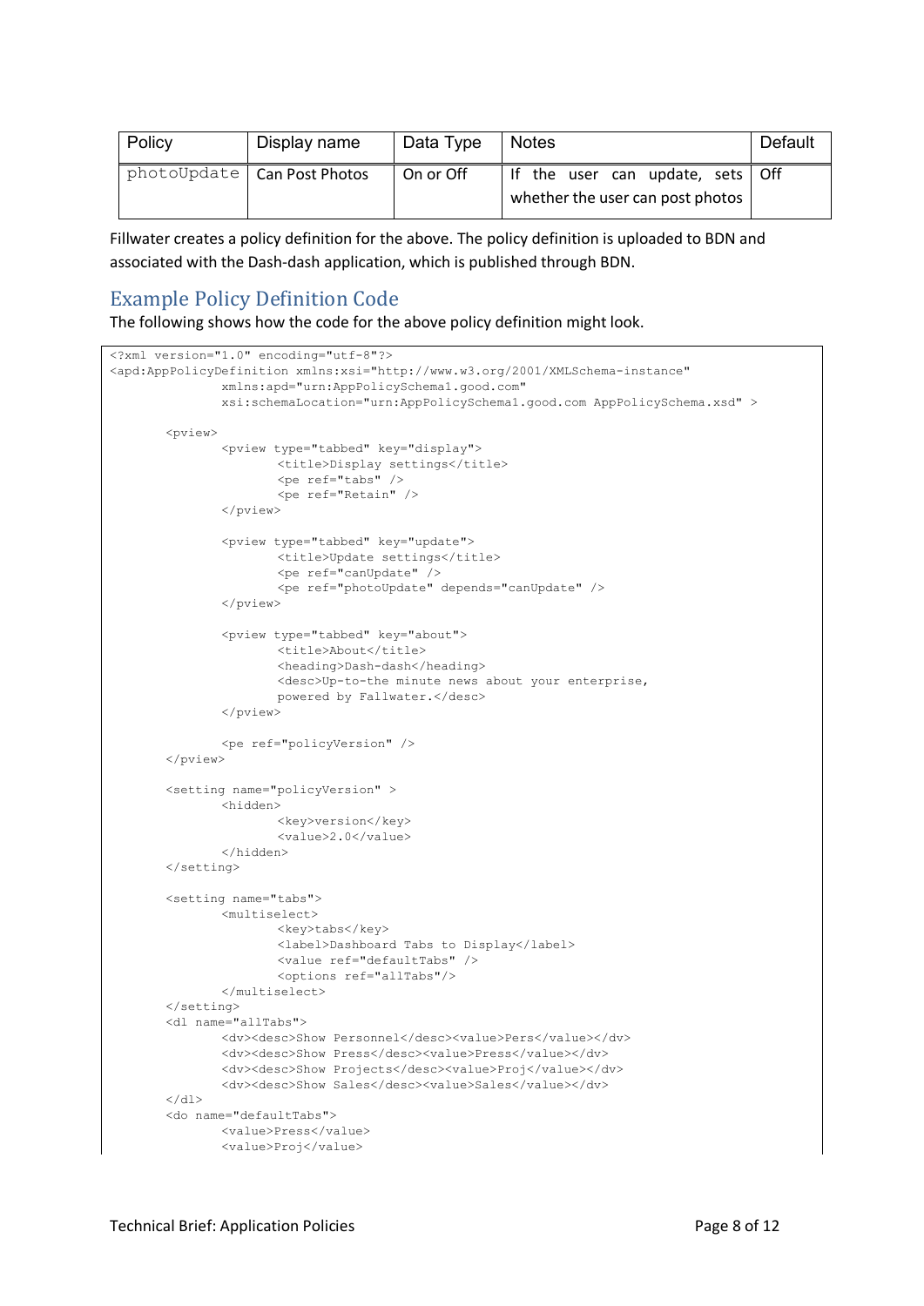| Policy | Display name | Data Type | Notes | Default |
|---|---|---|---|---|
| photoUpdate | Can Post Photos | On or Off | If the user can update, sets whether the user can post photos | Off |

Fillwater creates a policy definition for the above. The policy definition is uploaded to BDN and associated with the Dash-dash application, which is published through BDN.

## Example Policy Definition Code

The following shows how the code for the above policy definition might look.

```
<?xml version="1.0" encoding="utf-8"?>
<apd:AppPolicyDefinition xmlns:xsi="http://www.w3.org/2001/XMLSchema-instance"
               xmlns:apd="urn:AppPolicySchema1.good.com"
               xsi:schemaLocation="urn:AppPolicySchema1.good.com AppPolicySchema.xsd" >

       <pview>
               <pview type="tabbed" key="display">
                       <title>Display settings</title>
                       <pe ref="tabs" />
                       <pe ref="Retain" />
               </pview>

               <pview type="tabbed" key="update">
                       <title>Update settings</title>
                       <pe ref="canUpdate" />
                       <pe ref="photoUpdate" depends="canUpdate" />
               </pview>

               <pview type="tabbed" key="about">
                       <title>About</title>
                       <heading>Dash-dash</heading>
                       <desc>Up-to-the minute news about your enterprise,
                       powered by Fallwater.</desc>
               </pview>

               <pe ref="policyVersion" />
       </pview>

       <setting name="policyVersion" >
               <hidden>
                       <key>version</key>
                       <value>2.0</value>
               </hidden>
       </setting>

       <setting name="tabs">
               <multiselect>
                       <key>tabs</key>
                       <label>Dashboard Tabs to Display</label>
                       <value ref="defaultTabs" />
                       <options ref="allTabs"/>
               </multiselect>
       </setting>
       <dl name="allTabs">
               <dv><desc>Show Personnel</desc><value>Pers</value></dv>
               <dv><desc>Show Press</desc><value>Press</value></dv>
               <dv><desc>Show Projects</desc><value>Proj</value></dv>
               <dv><desc>Show Sales</desc><value>Sales</value></dv>
       </dl>
       <do name="defaultTabs">
               <value>Press</value>
               <value>Proj</value>
```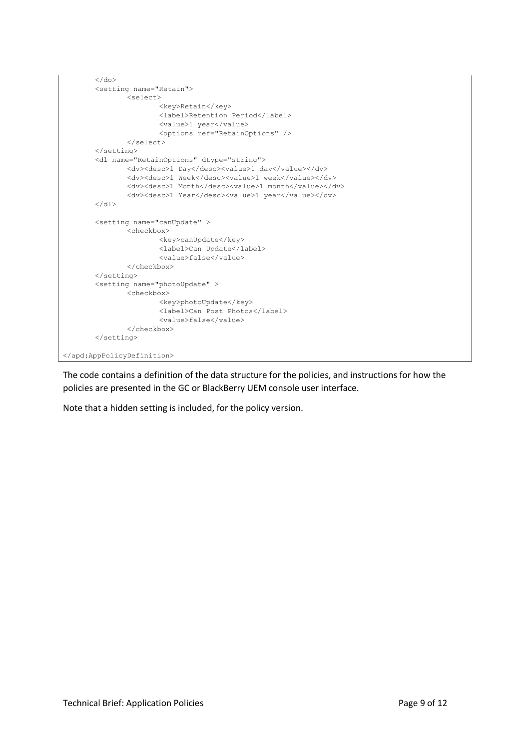```
        </do>
        <setting name="Retain">
                <select>
                        <key>Retain</key>
                        <label>Retention Period</label>
                        <value>1 year</value>
                        <options ref="RetainOptions" />
                </select>
        </setting>
        <dl name="RetainOptions" dtype="string">
                <dv><desc>1 Day</desc><value>1 day</value></dv>
                <dv><desc>1 Week</desc><value>1 week</value></dv>
                <dv><desc>1 Month</desc><value>1 month</value></dv>
                <dv><desc>1 Year</desc><value>1 year</value></dv>
        </dl>

        <setting name="canUpdate" >
                <checkbox>
                        <key>canUpdate</key>
                        <label>Can Update</label>
                        <value>false</value>
                </checkbox>
        </setting>
        <setting name="photoUpdate" >
                <checkbox>
                        <key>photoUpdate</key>
                        <label>Can Post Photos</label>
                        <value>false</value>
                </checkbox>
        </setting>

</apd:AppPolicyDefinition>
```

The code contains a definition of the data structure for the policies, and instructions for how the policies are presented in the GC or BlackBerry UEM console user interface.

Note that a hidden setting is included, for the policy version.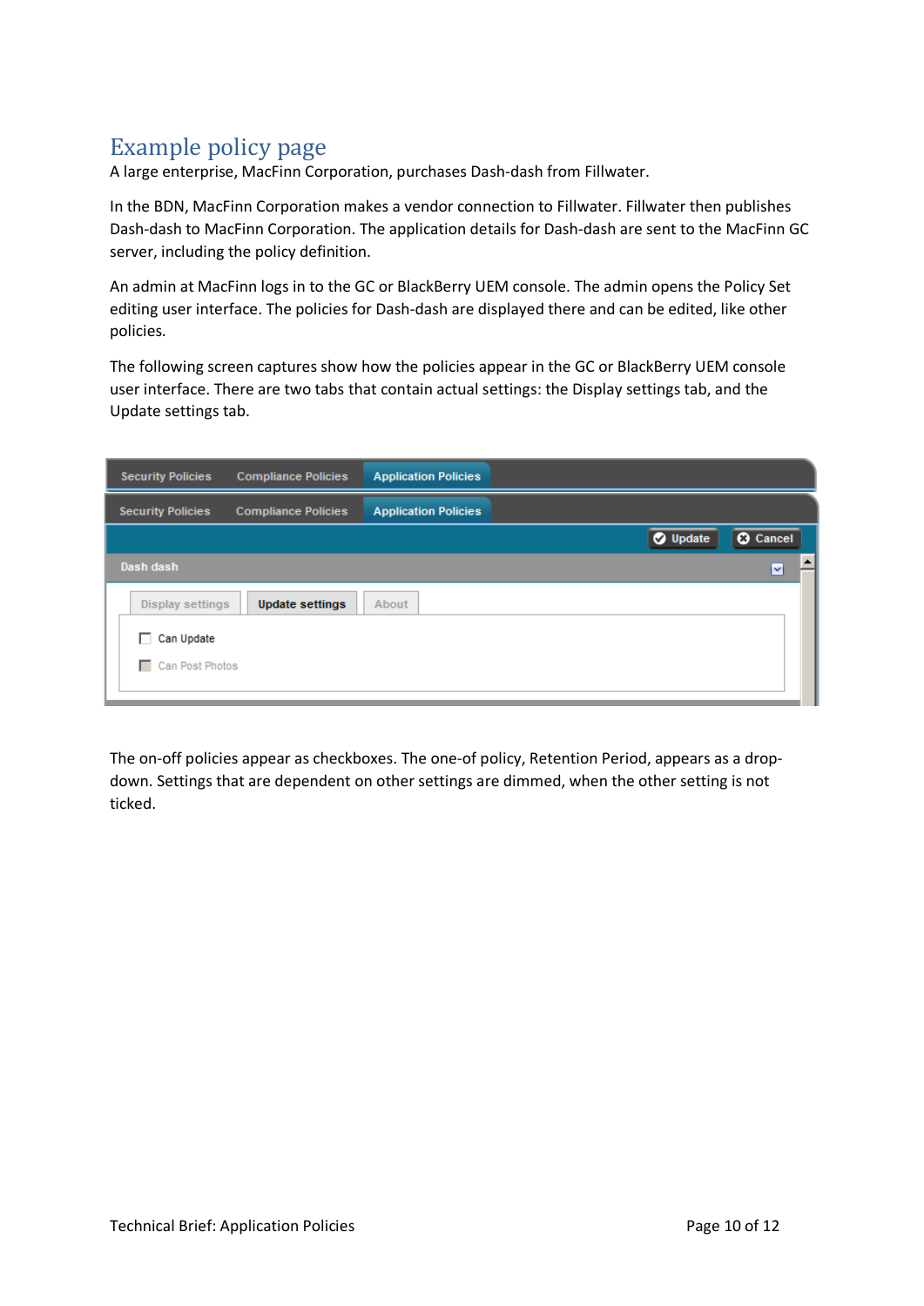## Example policy page

A large enterprise, MacFinn Corporation, purchases Dash-dash from Fillwater.

In the BDN, MacFinn Corporation makes a vendor connection to Fillwater. Fillwater then publishes Dash-dash to MacFinn Corporation. The application details for Dash-dash are sent to the MacFinn GC server, including the policy definition.

An admin at MacFinn logs in to the GC or BlackBerry UEM console. The admin opens the Policy Set editing user interface. The policies for Dash-dash are displayed there and can be edited, like other policies.

The following screen captures show how the policies appear in the GC or BlackBerry UEM console user interface. There are two tabs that contain actual settings: the Display settings tab, and the Update settings tab.

Security Policies | Compliance Policies | Application Policies

Security Policies | Compliance Policies | Application Policies

Update | Cancel

Dash dash

Display settings | Update settings | About

- [ ] Can Update
- [ ] Can Post Photos

The on-off policies appear as checkboxes. The one-of policy, Retention Period, appears as a drop-down. Settings that are dependent on other settings are dimmed, when the other setting is not ticked.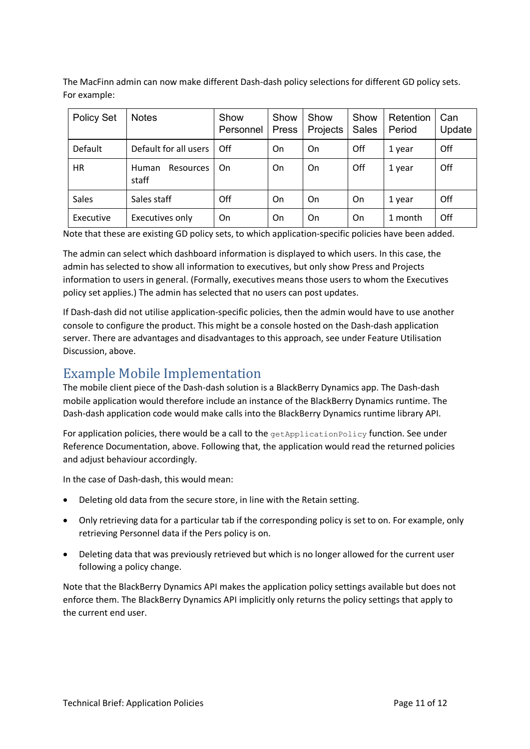The MacFinn admin can now make different Dash-dash policy selections for different GD policy sets. For example:

| Policy Set | Notes | Show Personnel | Show Press | Show Projects | Show Sales | Retention Period | Can Update |
|---|---|---|---|---|---|---|---|
| Default | Default for all users | Off | On | On | Off | 1 year | Off |
| HR | Human Resources staff | On | On | On | Off | 1 year | Off |
| Sales | Sales staff | Off | On | On | On | 1 year | Off |
| Executive | Executives only | On | On | On | On | 1 month | Off |

Note that these are existing GD policy sets, to which application-specific policies have been added.

The admin can select which dashboard information is displayed to which users. In this case, the admin has selected to show all information to executives, but only show Press and Projects information to users in general. (Formally, executives means those users to whom the Executives policy set applies.) The admin has selected that no users can post updates.

If Dash-dash did not utilise application-specific policies, then the admin would have to use another console to configure the product. This might be a console hosted on the Dash-dash application server. There are advantages and disadvantages to this approach, see under Feature Utilisation Discussion, above.

## Example Mobile Implementation

The mobile client piece of the Dash-dash solution is a BlackBerry Dynamics app. The Dash-dash mobile application would therefore include an instance of the BlackBerry Dynamics runtime. The Dash-dash application code would make calls into the BlackBerry Dynamics runtime library API.

For application policies, there would be a call to the `getApplicationPolicy` function. See under Reference Documentation, above. Following that, the application would read the returned policies and adjust behaviour accordingly.

In the case of Dash-dash, this would mean:

- Deleting old data from the secure store, in line with the Retain setting.
- Only retrieving data for a particular tab if the corresponding policy is set to on. For example, only retrieving Personnel data if the Pers policy is on.
- Deleting data that was previously retrieved but which is no longer allowed for the current user following a policy change.

Note that the BlackBerry Dynamics API makes the application policy settings available but does not enforce them. The BlackBerry Dynamics API implicitly only returns the policy settings that apply to the current end user.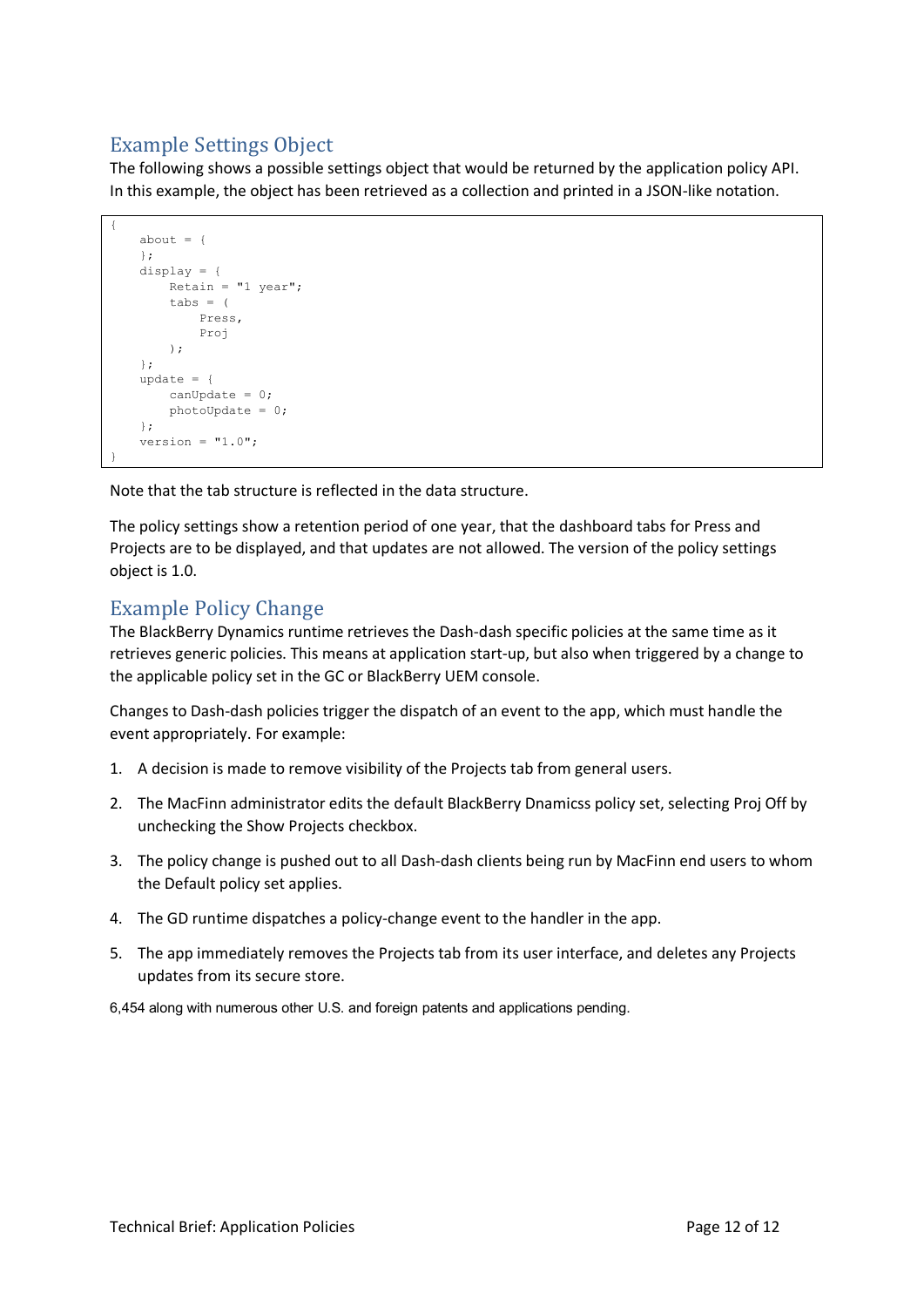## Example Settings Object

The following shows a possible settings object that would be returned by the application policy API. In this example, the object has been retrieved as a collection and printed in a JSON-like notation.

```
{
    about = {
    };
    display = {
        Retain = "1 year";
        tabs = (
            Press,
            Proj
        );
    };
    update = {
        canUpdate = 0;
        photoUpdate = 0;
    };
    version = "1.0";
}
```

Note that the tab structure is reflected in the data structure.

The policy settings show a retention period of one year, that the dashboard tabs for Press and Projects are to be displayed, and that updates are not allowed. The version of the policy settings object is 1.0.

## Example Policy Change

The BlackBerry Dynamics runtime retrieves the Dash-dash specific policies at the same time as it retrieves generic policies. This means at application start-up, but also when triggered by a change to the applicable policy set in the GC or BlackBerry UEM console.

Changes to Dash-dash policies trigger the dispatch of an event to the app, which must handle the event appropriately. For example:

1. A decision is made to remove visibility of the Projects tab from general users.
2. The MacFinn administrator edits the default BlackBerry Dnamicss policy set, selecting Proj Off by unchecking the Show Projects checkbox.
3. The policy change is pushed out to all Dash-dash clients being run by MacFinn end users to whom the Default policy set applies.
4. The GD runtime dispatches a policy-change event to the handler in the app.
5. The app immediately removes the Projects tab from its user interface, and deletes any Projects updates from its secure store.

6,454 along with numerous other U.S. and foreign patents and applications pending.